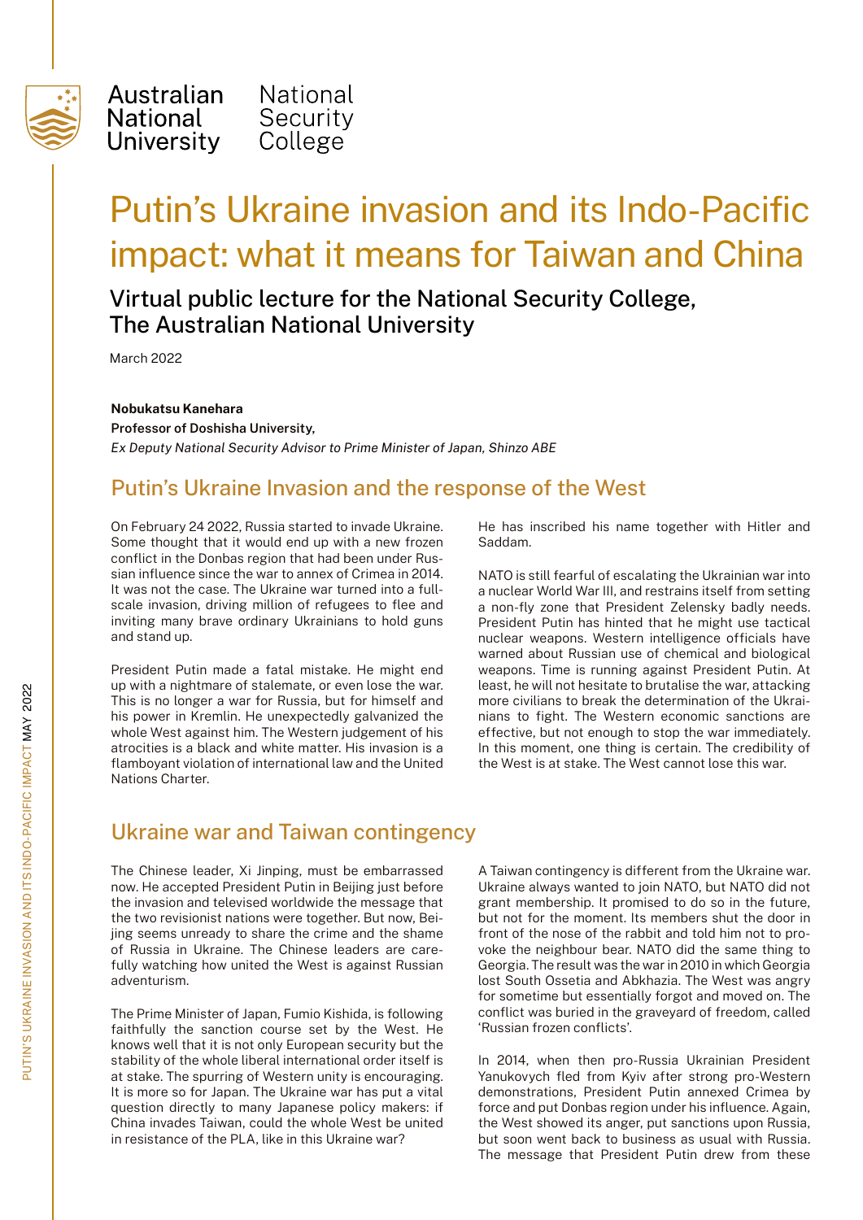Australian National University | National Security College

# Putin's Ukraine invasion and its Indo-Pacific impact: what it means for Taiwan and China

### Virtual public lecture for the National Security College, The Australian National University

March 2022

**Nobukatsu Kanehara**
**Professor of Doshisha University,**
*Ex Deputy National Security Advisor to Prime Minister of Japan, Shinzo ABE*

## Putin's Ukraine Invasion and the response of the West

On February 24 2022, Russia started to invade Ukraine. Some thought that it would end up with a new frozen conflict in the Donbas region that had been under Russian influence since the war to annex of Crimea in 2014. It was not the case. The Ukraine war turned into a full-scale invasion, driving million of refugees to flee and inviting many brave ordinary Ukrainians to hold guns and stand up.

President Putin made a fatal mistake. He might end up with a nightmare of stalemate, or even lose the war. This is no longer a war for Russia, but for himself and his power in Kremlin. He unexpectedly galvanized the whole West against him. The Western judgement of his atrocities is a black and white matter. His invasion is a flamboyant violation of international law and the United Nations Charter. He has inscribed his name together with Hitler and Saddam.

NATO is still fearful of escalating the Ukrainian war into a nuclear World War III, and restrains itself from setting a non-fly zone that President Zelensky badly needs. President Putin has hinted that he might use tactical nuclear weapons. Western intelligence officials have warned about Russian use of chemical and biological weapons. Time is running against President Putin. At least, he will not hesitate to brutalise the war, attacking more civilians to break the determination of the Ukrainians to fight. The Western economic sanctions are effective, but not enough to stop the war immediately. In this moment, one thing is certain. The credibility of the West is at stake. The West cannot lose this war.

## Ukraine war and Taiwan contingency

The Chinese leader, Xi Jinping, must be embarrassed now. He accepted President Putin in Beijing just before the invasion and televised worldwide the message that the two revisionist nations were together. But now, Beijing seems unready to share the crime and the shame of Russia in Ukraine. The Chinese leaders are carefully watching how united the West is against Russian adventurism.

The Prime Minister of Japan, Fumio Kishida, is following faithfully the sanction course set by the West. He knows well that it is not only European security but the stability of the whole liberal international order itself is at stake. The spurring of Western unity is encouraging. It is more so for Japan. The Ukraine war has put a vital question directly to many Japanese policy makers: if China invades Taiwan, could the whole West be united in resistance of the PLA, like in this Ukraine war?

A Taiwan contingency is different from the Ukraine war. Ukraine always wanted to join NATO, but NATO did not grant membership. It promised to do so in the future, but not for the moment. Its members shut the door in front of the nose of the rabbit and told him not to provoke the neighbour bear. NATO did the same thing to Georgia. The result was the war in 2010 in which Georgia lost South Ossetia and Abkhazia. The West was angry for sometime but essentially forgot and moved on. The conflict was buried in the graveyard of freedom, called 'Russian frozen conflicts'.

In 2014, when then pro-Russia Ukrainian President Yanukovych fled from Kyiv after strong pro-Western demonstrations, President Putin annexed Crimea by force and put Donbas region under his influence. Again, the West showed its anger, put sanctions upon Russia, but soon went back to business as usual with Russia. The message that President Putin drew from these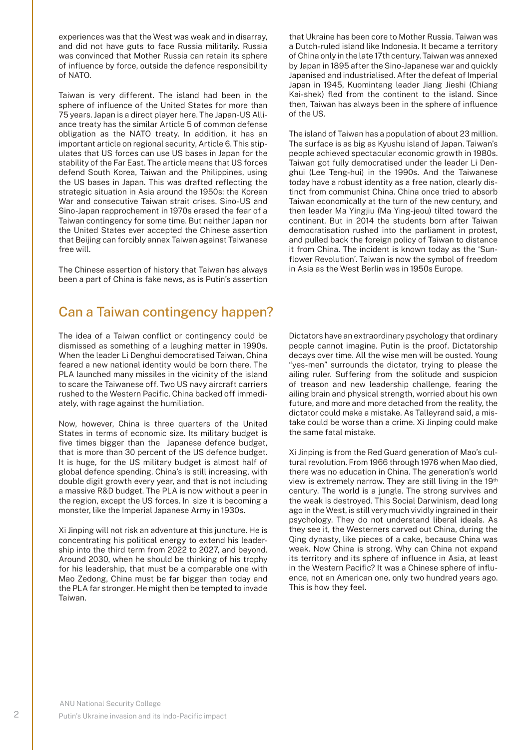experiences was that the West was weak and in disarray, and did not have guts to face Russia militarily. Russia was convinced that Mother Russia can retain its sphere of influence by force, outside the defence responsibility of NATO.

Taiwan is very different. The island had been in the sphere of influence of the United States for more than 75 years. Japan is a direct player here. The Japan-US Alliance treaty has the similar Article 5 of common defense obligation as the NATO treaty. In addition, it has an important article on regional security, Article 6. This stipulates that US forces can use US bases in Japan for the stability of the Far East. The article means that US forces defend South Korea, Taiwan and the Philippines, using the US bases in Japan. This was drafted reflecting the strategic situation in Asia around the 1950s: the Korean War and consecutive Taiwan strait crises. Sino-US and Sino-Japan rapprochement in 1970s erased the fear of a Taiwan contingency for some time. But neither Japan nor the United States ever accepted the Chinese assertion that Beijing can forcibly annex Taiwan against Taiwanese free will.

The Chinese assertion of history that Taiwan has always been a part of China is fake news, as is Putin's assertion that Ukraine has been core to Mother Russia. Taiwan was a Dutch-ruled island like Indonesia. It became a territory of China only in the late 17th century. Taiwan was annexed by Japan in 1895 after the Sino-Japanese war and quickly Japanised and industrialised. After the defeat of Imperial Japan in 1945, Kuomintang leader Jiang Jieshi (Chiang Kai-shek) fled from the continent to the island. Since then, Taiwan has always been in the sphere of influence of the US.

The island of Taiwan has a population of about 23 million. The surface is as big as Kyushu island of Japan. Taiwan's people achieved spectacular economic growth in 1980s. Taiwan got fully democratised under the leader Li Denghui (Lee Teng-hui) in the 1990s. And the Taiwanese today have a robust identity as a free nation, clearly distinct from communist China. China once tried to absorb Taiwan economically at the turn of the new century, and then leader Ma Yingjiu (Ma Ying-jeou) tilted toward the continent. But in 2014 the students born after Taiwan democratisation rushed into the parliament in protest, and pulled back the foreign policy of Taiwan to distance it from China. The incident is known today as the 'Sunflower Revolution'. Taiwan is now the symbol of freedom in Asia as the West Berlin was in 1950s Europe.

## Can a Taiwan contingency happen?

The idea of a Taiwan conflict or contingency could be dismissed as something of a laughing matter in 1990s. When the leader Li Denghui democratised Taiwan, China feared a new national identity would be born there. The PLA launched many missiles in the vicinity of the island to scare the Taiwanese off. Two US navy aircraft carriers rushed to the Western Pacific. China backed off immediately, with rage against the humiliation.

Now, however, China is three quarters of the United States in terms of economic size. Its military budget is five times bigger than the Japanese defence budget, that is more than 30 percent of the US defence budget. It is huge, for the US military budget is almost half of global defence spending. China's is still increasing, with double digit growth every year, and that is not including a massive R&D budget. The PLA is now without a peer in the region, except the US forces. In size it is becoming a monster, like the Imperial Japanese Army in 1930s.

Xi Jinping will not risk an adventure at this juncture. He is concentrating his political energy to extend his leadership into the third term from 2022 to 2027, and beyond. Around 2030, when he should be thinking of his trophy for his leadership, that must be a comparable one with Mao Zedong, China must be far bigger than today and the PLA far stronger. He might then be tempted to invade Taiwan.

Dictators have an extraordinary psychology that ordinary people cannot imagine. Putin is the proof. Dictatorship decays over time. All the wise men will be ousted. Young "yes-men" surrounds the dictator, trying to please the ailing ruler. Suffering from the solitude and suspicion of treason and new leadership challenge, fearing the ailing brain and physical strength, worried about his own future, and more and more detached from the reality, the dictator could make a mistake. As Talleyrand said, a mistake could be worse than a crime. Xi Jinping could make the same fatal mistake.

Xi Jinping is from the Red Guard generation of Mao's cultural revolution. From 1966 through 1976 when Mao died, there was no education in China. The generation's world view is extremely narrow. They are still living in the 19th century. The world is a jungle. The strong survives and the weak is destroyed. This Social Darwinism, dead long ago in the West, is still very much vividly ingrained in their psychology. They do not understand liberal ideals. As they see it, the Westerners carved out China, during the Qing dynasty, like pieces of a cake, because China was weak. Now China is strong. Why can China not expand its territory and its sphere of influence in Asia, at least in the Western Pacific? It was a Chinese sphere of influence, not an American one, only two hundred years ago. This is how they feel.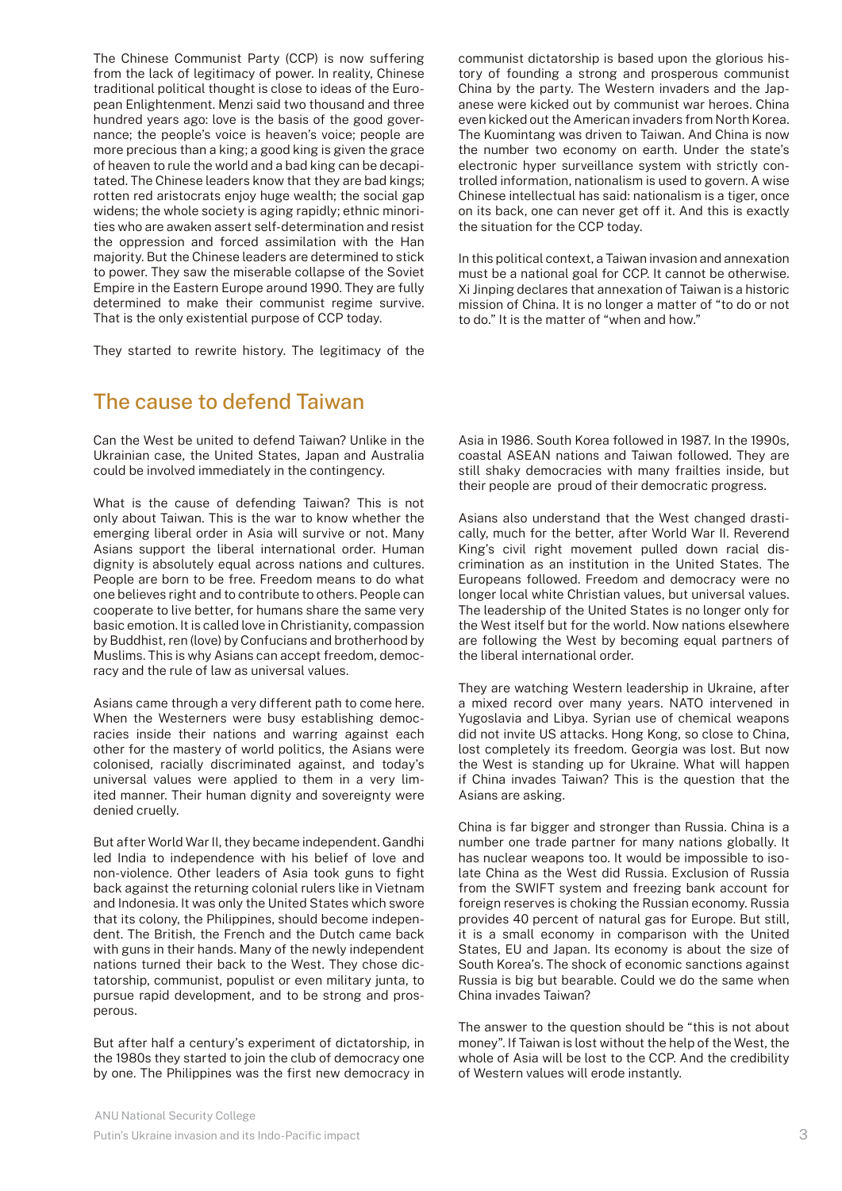The Chinese Communist Party (CCP) is now suffering from the lack of legitimacy of power. In reality, Chinese traditional political thought is close to ideas of the European Enlightenment. Menzi said two thousand and three hundred years ago: love is the basis of the good governance; the people's voice is heaven's voice; people are more precious than a king; a good king is given the grace of heaven to rule the world and a bad king can be decapitated. The Chinese leaders know that they are bad kings; rotten red aristocrats enjoy huge wealth; the social gap widens; the whole society is aging rapidly; ethnic minorities who are awaken assert self-determination and resist the oppression and forced assimilation with the Han majority. But the Chinese leaders are determined to stick to power. They saw the miserable collapse of the Soviet Empire in the Eastern Europe around 1990. They are fully determined to make their communist regime survive. That is the only existential purpose of CCP today.

They started to rewrite history. The legitimacy of the communist dictatorship is based upon the glorious history of founding a strong and prosperous communist China by the party. The Western invaders and the Japanese were kicked out by communist war heroes. China even kicked out the American invaders from North Korea. The Kuomintang was driven to Taiwan. And China is now the number two economy on earth. Under the state's electronic hyper surveillance system with strictly controlled information, nationalism is used to govern. A wise Chinese intellectual has said: nationalism is a tiger, once on its back, one can never get off it. And this is exactly the situation for the CCP today.

In this political context, a Taiwan invasion and annexation must be a national goal for CCP. It cannot be otherwise. Xi Jinping declares that annexation of Taiwan is a historic mission of China. It is no longer a matter of "to do or not to do." It is the matter of "when and how."

## The cause to defend Taiwan

Can the West be united to defend Taiwan? Unlike in the Ukrainian case, the United States, Japan and Australia could be involved immediately in the contingency.

What is the cause of defending Taiwan? This is not only about Taiwan. This is the war to know whether the emerging liberal order in Asia will survive or not. Many Asians support the liberal international order. Human dignity is absolutely equal across nations and cultures. People are born to be free. Freedom means to do what one believes right and to contribute to others. People can cooperate to live better, for humans share the same very basic emotion. It is called love in Christianity, compassion by Buddhist, ren (love) by Confucians and brotherhood by Muslims. This is why Asians can accept freedom, democracy and the rule of law as universal values.

Asians came through a very different path to come here. When the Westerners were busy establishing democracies inside their nations and warring against each other for the mastery of world politics, the Asians were colonised, racially discriminated against, and today's universal values were applied to them in a very limited manner. Their human dignity and sovereignty were denied cruelly.

But after World War II, they became independent. Gandhi led India to independence with his belief of love and non-violence. Other leaders of Asia took guns to fight back against the returning colonial rulers like in Vietnam and Indonesia. It was only the United States which swore that its colony, the Philippines, should become independent. The British, the French and the Dutch came back with guns in their hands. Many of the newly independent nations turned their back to the West. They chose dictatorship, communist, populist or even military junta, to pursue rapid development, and to be strong and prosperous.

But after half a century's experiment of dictatorship, in the 1980s they started to join the club of democracy one by one. The Philippines was the first new democracy in Asia in 1986. South Korea followed in 1987. In the 1990s, coastal ASEAN nations and Taiwan followed. They are still shaky democracies with many frailties inside, but their people are proud of their democratic progress.

Asians also understand that the West changed drastically, much for the better, after World War II. Reverend King's civil right movement pulled down racial discrimination as an institution in the United States. The Europeans followed. Freedom and democracy were no longer local white Christian values, but universal values. The leadership of the United States is no longer only for the West itself but for the world. Now nations elsewhere are following the West by becoming equal partners of the liberal international order.

They are watching Western leadership in Ukraine, after a mixed record over many years. NATO intervened in Yugoslavia and Libya. Syrian use of chemical weapons did not invite US attacks. Hong Kong, so close to China, lost completely its freedom. Georgia was lost. But now the West is standing up for Ukraine. What will happen if China invades Taiwan? This is the question that the Asians are asking.

China is far bigger and stronger than Russia. China is a number one trade partner for many nations globally. It has nuclear weapons too. It would be impossible to isolate China as the West did Russia. Exclusion of Russia from the SWIFT system and freezing bank account for foreign reserves is choking the Russian economy. Russia provides 40 percent of natural gas for Europe. But still, it is a small economy in comparison with the United States, EU and Japan. Its economy is about the size of South Korea's. The shock of economic sanctions against Russia is big but bearable. Could we do the same when China invades Taiwan?

The answer to the question should be "this is not about money". If Taiwan is lost without the help of the West, the whole of Asia will be lost to the CCP. And the credibility of Western values will erode instantly.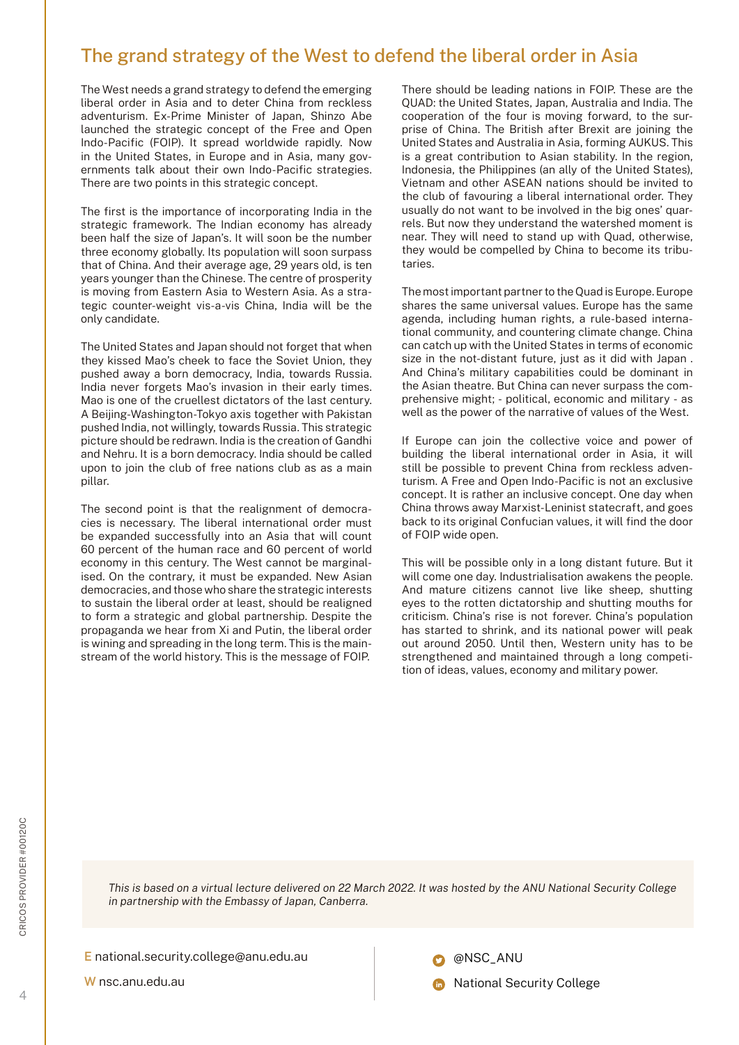## The grand strategy of the West to defend the liberal order in Asia

The West needs a grand strategy to defend the emerging liberal order in Asia and to deter China from reckless adventurism. Ex-Prime Minister of Japan, Shinzo Abe launched the strategic concept of the Free and Open Indo-Pacific (FOIP). It spread worldwide rapidly. Now in the United States, in Europe and in Asia, many governments talk about their own Indo-Pacific strategies. There are two points in this strategic concept.

The first is the importance of incorporating India in the strategic framework. The Indian economy has already been half the size of Japan's. It will soon be the number three economy globally. Its population will soon surpass that of China. And their average age, 29 years old, is ten years younger than the Chinese. The centre of prosperity is moving from Eastern Asia to Western Asia. As a strategic counter-weight vis-a-vis China, India will be the only candidate.

The United States and Japan should not forget that when they kissed Mao's cheek to face the Soviet Union, they pushed away a born democracy, India, towards Russia. India never forgets Mao's invasion in their early times. Mao is one of the cruellest dictators of the last century. A Beijing-Washington-Tokyo axis together with Pakistan pushed India, not willingly, towards Russia. This strategic picture should be redrawn. India is the creation of Gandhi and Nehru. It is a born democracy. India should be called upon to join the club of free nations club as as a main pillar.

The second point is that the realignment of democracies is necessary. The liberal international order must be expanded successfully into an Asia that will count 60 percent of the human race and 60 percent of world economy in this century. The West cannot be marginalised. On the contrary, it must be expanded. New Asian democracies, and those who share the strategic interests to sustain the liberal order at least, should be realigned to form a strategic and global partnership. Despite the propaganda we hear from Xi and Putin, the liberal order is wining and spreading in the long term. This is the mainstream of the world history. This is the message of FOIP.

There should be leading nations in FOIP. These are the QUAD: the United States, Japan, Australia and India. The cooperation of the four is moving forward, to the surprise of China. The British after Brexit are joining the United States and Australia in Asia, forming AUKUS. This is a great contribution to Asian stability. In the region, Indonesia, the Philippines (an ally of the United States), Vietnam and other ASEAN nations should be invited to the club of favouring a liberal international order. They usually do not want to be involved in the big ones' quarrels. But now they understand the watershed moment is near. They will need to stand up with Quad, otherwise, they would be compelled by China to become its tributaries.

The most important partner to the Quad is Europe. Europe shares the same universal values. Europe has the same agenda, including human rights, a rule-based international community, and countering climate change. China can catch up with the United States in terms of economic size in the not-distant future, just as it did with Japan . And China's military capabilities could be dominant in the Asian theatre. But China can never surpass the comprehensive might; - political, economic and military - as well as the power of the narrative of values of the West.

If Europe can join the collective voice and power of building the liberal international order in Asia, it will still be possible to prevent China from reckless adventurism. A Free and Open Indo-Pacific is not an exclusive concept. It is rather an inclusive concept. One day when China throws away Marxist-Leninist statecraft, and goes back to its original Confucian values, it will find the door of FOIP wide open.

This will be possible only in a long distant future. But it will come one day. Industrialisation awakens the people. And mature citizens cannot live like sheep, shutting eyes to the rotten dictatorship and shutting mouths for criticism. China's rise is not forever. China's population has started to shrink, and its national power will peak out around 2050. Until then, Western unity has to be strengthened and maintained through a long competition of ideas, values, economy and military power.

*This is based on a virtual lecture delivered on 22 March 2022. It was hosted by the ANU National Security College in partnership with the Embassy of Japan, Canberra.*

**E** national.security.college@anu.edu.au

**W** nsc.anu.edu.au

@NSC_ANU

National Security College

CRICOS PROVIDER #00120C